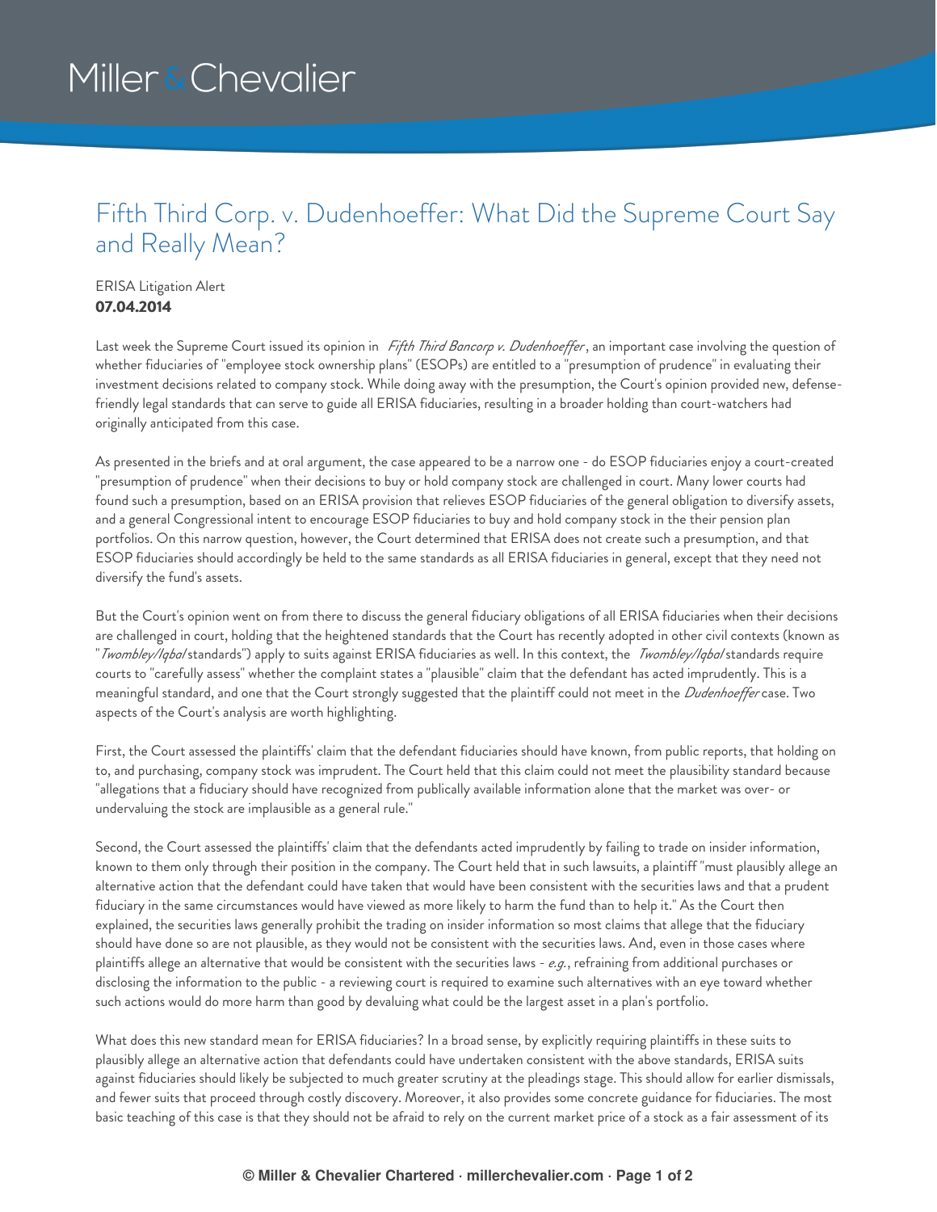Miller & Chevalier

# Fifth Third Corp. v. Dudenhoeffer: What Did the Supreme Court Say and Really Mean?

ERISA Litigation Alert
**07.04.2014**

Last week the Supreme Court issued its opinion in *Fifth Third Bancorp v. Dudenhoeffer*, an important case involving the question of whether fiduciaries of "employee stock ownership plans" (ESOPs) are entitled to a "presumption of prudence" in evaluating their investment decisions related to company stock. While doing away with the presumption, the Court's opinion provided new, defense-friendly legal standards that can serve to guide all ERISA fiduciaries, resulting in a broader holding than court-watchers had originally anticipated from this case.

As presented in the briefs and at oral argument, the case appeared to be a narrow one - do ESOP fiduciaries enjoy a court-created "presumption of prudence" when their decisions to buy or hold company stock are challenged in court. Many lower courts had found such a presumption, based on an ERISA provision that relieves ESOP fiduciaries of the general obligation to diversify assets, and a general Congressional intent to encourage ESOP fiduciaries to buy and hold company stock in the their pension plan portfolios. On this narrow question, however, the Court determined that ERISA does not create such a presumption, and that ESOP fiduciaries should accordingly be held to the same standards as all ERISA fiduciaries in general, except that they need not diversify the fund's assets.

But the Court's opinion went on from there to discuss the general fiduciary obligations of all ERISA fiduciaries when their decisions are challenged in court, holding that the heightened standards that the Court has recently adopted in other civil contexts (known as "*Twombley/Iqbal* standards") apply to suits against ERISA fiduciaries as well. In this context, the *Twombley/Iqbal* standards require courts to "carefully assess" whether the complaint states a "plausible" claim that the defendant has acted imprudently. This is a meaningful standard, and one that the Court strongly suggested that the plaintiff could not meet in the *Dudenhoeffer* case. Two aspects of the Court's analysis are worth highlighting.

First, the Court assessed the plaintiffs' claim that the defendant fiduciaries should have known, from public reports, that holding on to, and purchasing, company stock was imprudent. The Court held that this claim could not meet the plausibility standard because "allegations that a fiduciary should have recognized from publically available information alone that the market was over- or undervaluing the stock are implausible as a general rule."

Second, the Court assessed the plaintiffs' claim that the defendants acted imprudently by failing to trade on insider information, known to them only through their position in the company. The Court held that in such lawsuits, a plaintiff "must plausibly allege an alternative action that the defendant could have taken that would have been consistent with the securities laws and that a prudent fiduciary in the same circumstances would have viewed as more likely to harm the fund than to help it." As the Court then explained, the securities laws generally prohibit the trading on insider information so most claims that allege that the fiduciary should have done so are not plausible, as they would not be consistent with the securities laws. And, even in those cases where plaintiffs allege an alternative that would be consistent with the securities laws - *e.g.*, refraining from additional purchases or disclosing the information to the public - a reviewing court is required to examine such alternatives with an eye toward whether such actions would do more harm than good by devaluing what could be the largest asset in a plan's portfolio.

What does this new standard mean for ERISA fiduciaries? In a broad sense, by explicitly requiring plaintiffs in these suits to plausibly allege an alternative action that defendants could have undertaken consistent with the above standards, ERISA suits against fiduciaries should likely be subjected to much greater scrutiny at the pleadings stage. This should allow for earlier dismissals, and fewer suits that proceed through costly discovery. Moreover, it also provides some concrete guidance for fiduciaries. The most basic teaching of this case is that they should not be afraid to rely on the current market price of a stock as a fair assessment of its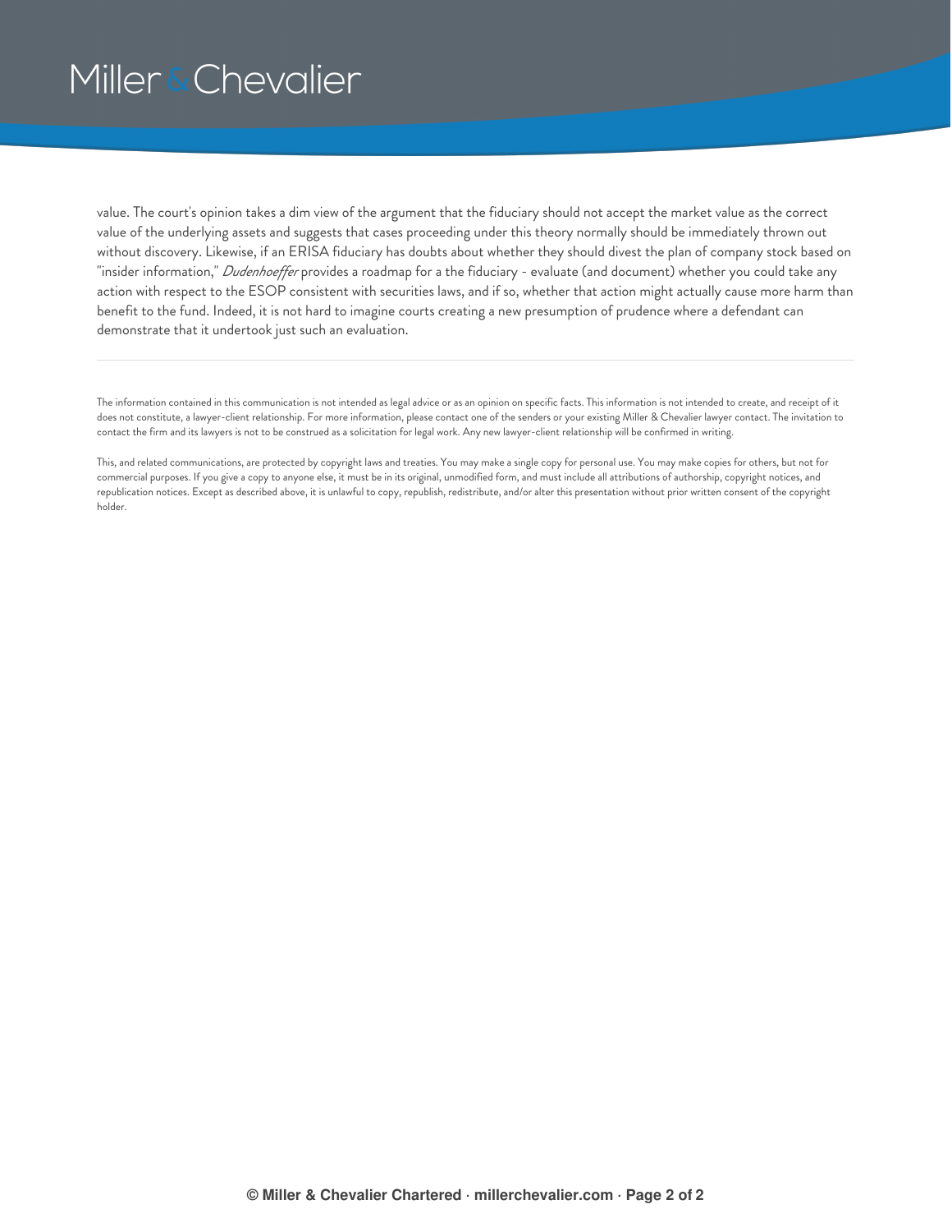value. The court's opinion takes a dim view of the argument that the fiduciary should not accept the market value as the correct value of the underlying assets and suggests that cases proceeding under this theory normally should be immediately thrown out without discovery. Likewise, if an ERISA fiduciary has doubts about whether they should divest the plan of company stock based on "insider information," *Dudenhoeffer* provides a roadmap for a the fiduciary - evaluate (and document) whether you could take any action with respect to the ESOP consistent with securities laws, and if so, whether that action might actually cause more harm than benefit to the fund. Indeed, it is not hard to imagine courts creating a new presumption of prudence where a defendant can demonstrate that it undertook just such an evaluation.

---

The information contained in this communication is not intended as legal advice or as an opinion on specific facts. This information is not intended to create, and receipt of it does not constitute, a lawyer-client relationship. For more information, please contact one of the senders or your existing Miller & Chevalier lawyer contact. The invitation to contact the firm and its lawyers is not to be construed as a solicitation for legal work. Any new lawyer-client relationship will be confirmed in writing.

This, and related communications, are protected by copyright laws and treaties. You may make a single copy for personal use. You may make copies for others, but not for commercial purposes. If you give a copy to anyone else, it must be in its original, unmodified form, and must include all attributions of authorship, copyright notices, and republication notices. Except as described above, it is unlawful to copy, republish, redistribute, and/or alter this presentation without prior written consent of the copyright holder.